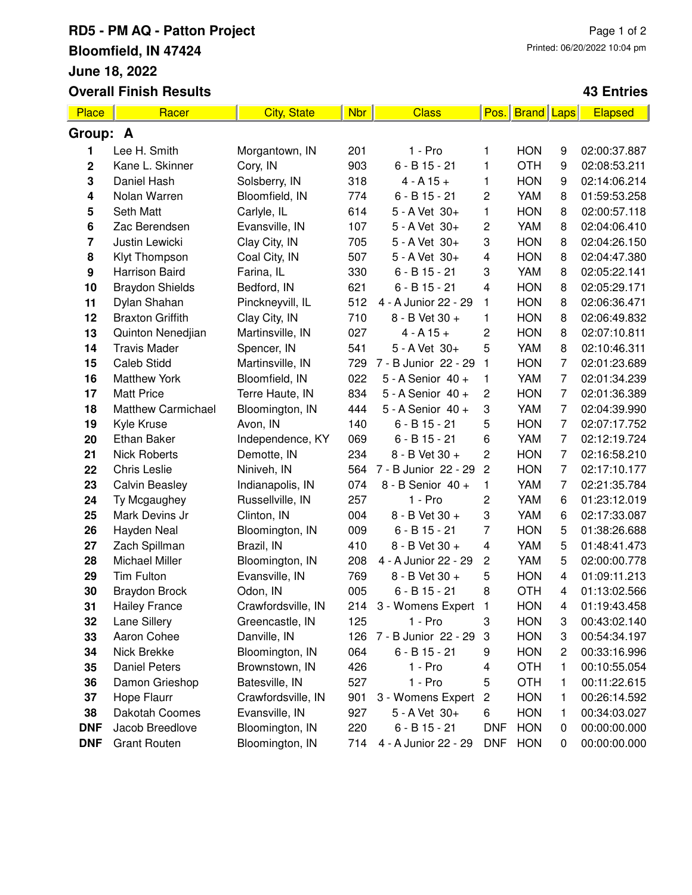# RD5 - PM AQ - Patton Project

**Bloomfield, IN 47424**

**June 18, 2022**

**Overall Finish Results** **43 Entries**

| Place | Racer | City, State | Nbr | Class | Pos. | Brand | Laps | Elapsed |
|---|---|---|---|---|---|---|---|---|
| **Group: A** | | | | | | | | |
| 1 | Lee H. Smith | Morgantown, IN | 201 | 1 - Pro | 1 | HON | 9 | 02:00:37.887 |
| 2 | Kane L. Skinner | Cory, IN | 903 | 6 - B 15 - 21 | 1 | OTH | 9 | 02:08:53.211 |
| 3 | Daniel Hash | Solsberry, IN | 318 | 4 - A 15 + | 1 | HON | 9 | 02:14:06.214 |
| 4 | Nolan Warren | Bloomfield, IN | 774 | 6 - B 15 - 21 | 2 | YAM | 8 | 01:59:53.258 |
| 5 | Seth Matt | Carlyle, IL | 614 | 5 - A Vet 30+ | 1 | HON | 8 | 02:00:57.118 |
| 6 | Zac Berendsen | Evansville, IN | 107 | 5 - A Vet 30+ | 2 | YAM | 8 | 02:04:06.410 |
| 7 | Justin Lewicki | Clay City, IN | 705 | 5 - A Vet 30+ | 3 | HON | 8 | 02:04:26.150 |
| 8 | Klyt Thompson | Coal City, IN | 507 | 5 - A Vet 30+ | 4 | HON | 8 | 02:04:47.380 |
| 9 | Harrison Baird | Farina, IL | 330 | 6 - B 15 - 21 | 3 | YAM | 8 | 02:05:22.141 |
| 10 | Braydon Shields | Bedford, IN | 621 | 6 - B 15 - 21 | 4 | HON | 8 | 02:05:29.171 |
| 11 | Dylan Shahan | Pinckneyvill, IL | 512 | 4 - A Junior 22 - 29 | 1 | HON | 8 | 02:06:36.471 |
| 12 | Braxton Griffith | Clay City, IN | 710 | 8 - B Vet 30 + | 1 | HON | 8 | 02:06:49.832 |
| 13 | Quinton Nenedjian | Martinsville, IN | 027 | 4 - A 15 + | 2 | HON | 8 | 02:07:10.811 |
| 14 | Travis Mader | Spencer, IN | 541 | 5 - A Vet 30+ | 5 | YAM | 8 | 02:10:46.311 |
| 15 | Caleb Stidd | Martinsville, IN | 729 | 7 - B Junior 22 - 29 | 1 | HON | 7 | 02:01:23.689 |
| 16 | Matthew York | Bloomfield, IN | 022 | 5 - A Senior 40 + | 1 | YAM | 7 | 02:01:34.239 |
| 17 | Matt Price | Terre Haute, IN | 834 | 5 - A Senior 40 + | 2 | HON | 7 | 02:01:36.389 |
| 18 | Matthew Carmichael | Bloomington, IN | 444 | 5 - A Senior 40 + | 3 | YAM | 7 | 02:04:39.990 |
| 19 | Kyle Kruse | Avon, IN | 140 | 6 - B 15 - 21 | 5 | HON | 7 | 02:07:17.752 |
| 20 | Ethan Baker | Independence, KY | 069 | 6 - B 15 - 21 | 6 | YAM | 7 | 02:12:19.724 |
| 21 | Nick Roberts | Demotte, IN | 234 | 8 - B Vet 30 + | 2 | HON | 7 | 02:16:58.210 |
| 22 | Chris Leslie | Niniveh, IN | 564 | 7 - B Junior 22 - 29 | 2 | HON | 7 | 02:17:10.177 |
| 23 | Calvin Beasley | Indianapolis, IN | 074 | 8 - B Senior 40 + | 1 | YAM | 7 | 02:21:35.784 |
| 24 | Ty Mcgaughey | Russellville, IN | 257 | 1 - Pro | 2 | YAM | 6 | 01:23:12.019 |
| 25 | Mark Devins Jr | Clinton, IN | 004 | 8 - B Vet 30 + | 3 | YAM | 6 | 02:17:33.087 |
| 26 | Hayden Neal | Bloomington, IN | 009 | 6 - B 15 - 21 | 7 | HON | 5 | 01:38:26.688 |
| 27 | Zach Spillman | Brazil, IN | 410 | 8 - B Vet 30 + | 4 | YAM | 5 | 01:48:41.473 |
| 28 | Michael Miller | Bloomington, IN | 208 | 4 - A Junior 22 - 29 | 2 | YAM | 5 | 02:00:00.778 |
| 29 | Tim Fulton | Evansville, IN | 769 | 8 - B Vet 30 + | 5 | HON | 4 | 01:09:11.213 |
| 30 | Braydon Brock | Odon, IN | 005 | 6 - B 15 - 21 | 8 | OTH | 4 | 01:13:02.566 |
| 31 | Hailey France | Crawfordsville, IN | 214 | 3 - Womens Expert | 1 | HON | 4 | 01:19:43.458 |
| 32 | Lane Sillery | Greencastle, IN | 125 | 1 - Pro | 3 | HON | 3 | 00:43:02.140 |
| 33 | Aaron Cohee | Danville, IN | 126 | 7 - B Junior 22 - 29 | 3 | HON | 3 | 00:54:34.197 |
| 34 | Nick Brekke | Bloomington, IN | 064 | 6 - B 15 - 21 | 9 | HON | 2 | 00:33:16.996 |
| 35 | Daniel Peters | Brownstown, IN | 426 | 1 - Pro | 4 | OTH | 1 | 00:10:55.054 |
| 36 | Damon Grieshop | Batesville, IN | 527 | 1 - Pro | 5 | OTH | 1 | 00:11:22.615 |
| 37 | Hope Flaurr | Crawfordsville, IN | 901 | 3 - Womens Expert | 2 | HON | 1 | 00:26:14.592 |
| 38 | Dakotah Coomes | Evansville, IN | 927 | 5 - A Vet 30+ | 6 | HON | 1 | 00:34:03.027 |
| DNF | Jacob Breedlove | Bloomington, IN | 220 | 6 - B 15 - 21 | DNF | HON | 0 | 00:00:00.000 |
| DNF | Grant Routen | Bloomington, IN | 714 | 4 - A Junior 22 - 29 | DNF | HON | 0 | 00:00:00.000 |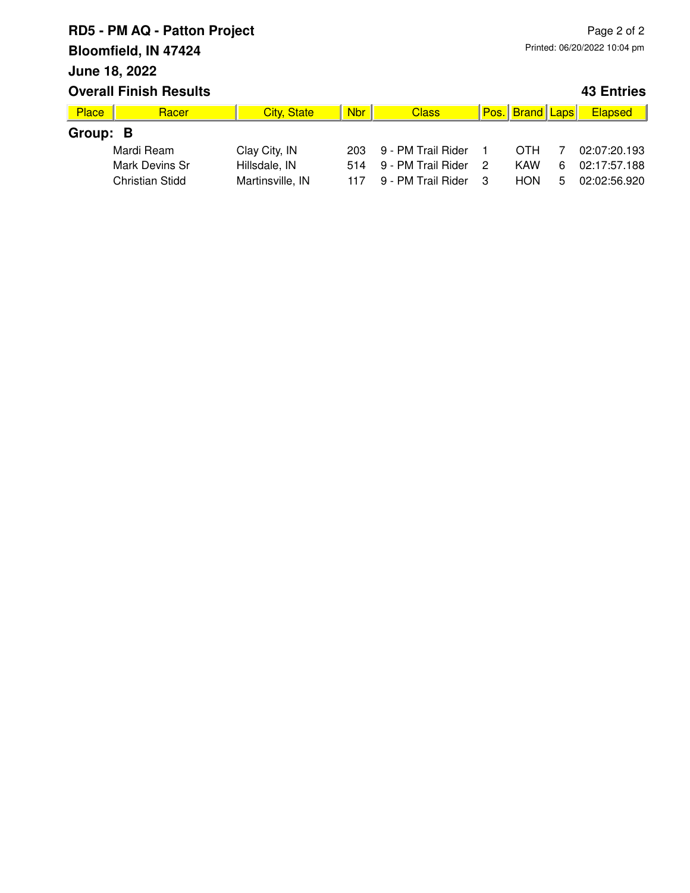# RD5 - PM AQ - Patton Project

**Bloomfield, IN 47424**

**June 18, 2022**

**Overall Finish Results**

**43 Entries**

| Place | Racer | City, State | Nbr | Class | Pos. | Brand | Laps | Elapsed |
|---|---|---|---|---|---|---|---|---|
| **Group: B** | | | | | | | | |
| | Mardi Ream | Clay City, IN | 203 | 9 - PM Trail Rider | 1 | OTH | 7 | 02:07:20.193 |
| | Mark Devins Sr | Hillsdale, IN | 514 | 9 - PM Trail Rider | 2 | KAW | 6 | 02:17:57.188 |
| | Christian Stidd | Martinsville, IN | 117 | 9 - PM Trail Rider | 3 | HON | 5 | 02:02:56.920 |